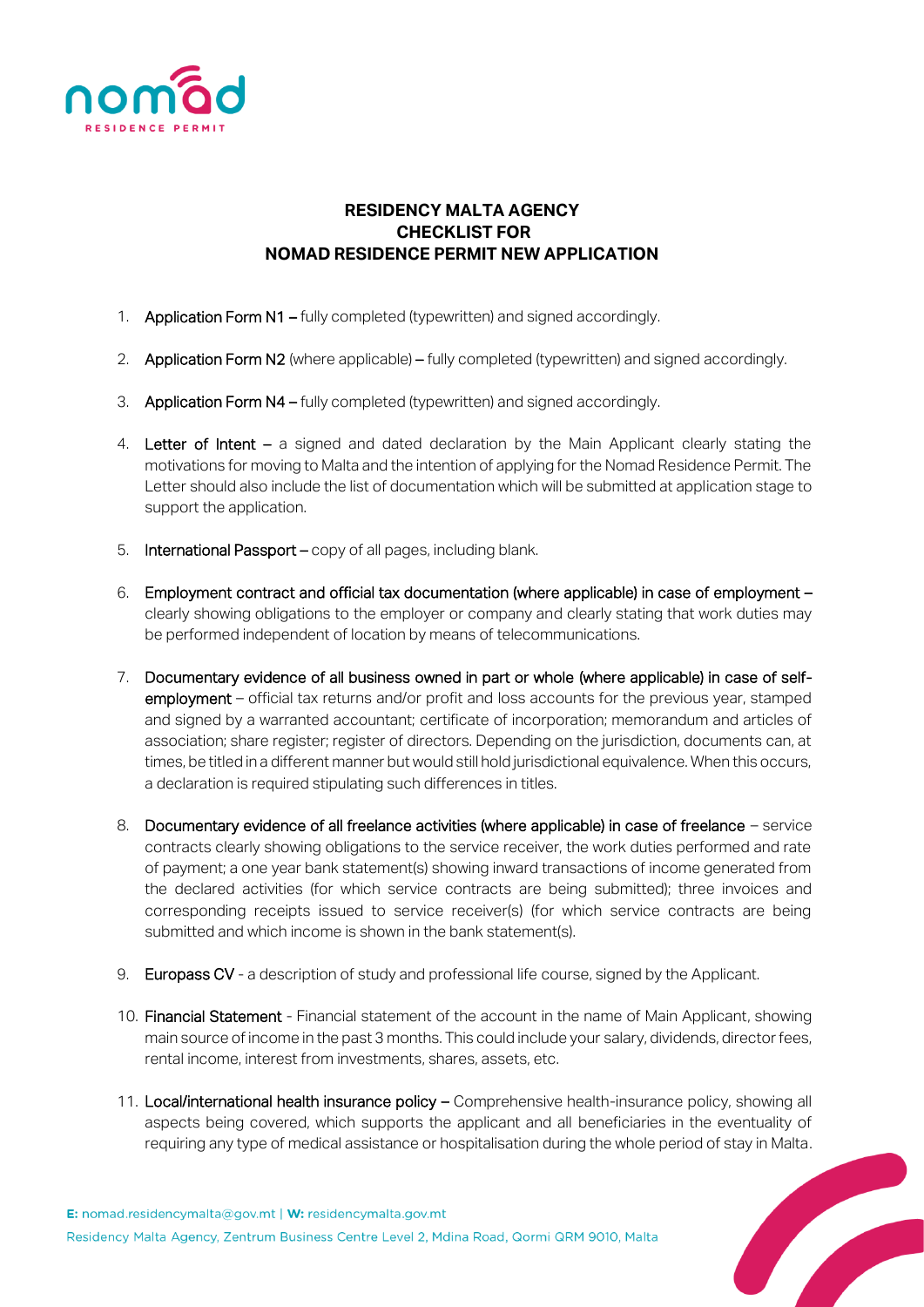# RESIDENCY MALTA AGENCY
# CHECKLIST FOR
# NOMAD RESIDENCE PERMIT NEW APPLICATION

1. **Application Form N1 –** fully completed (typewritten) and signed accordingly.

2. **Application Form N2** (where applicable) **–** fully completed (typewritten) and signed accordingly.

3. **Application Form N4 –** fully completed (typewritten) and signed accordingly.

4. **Letter of Intent –** a signed and dated declaration by the Main Applicant clearly stating the motivations for moving to Malta and the intention of applying for the Nomad Residence Permit. The Letter should also include the list of documentation which will be submitted at application stage to support the application.

5. **International Passport –** copy of all pages, including blank.

6. **Employment contract and official tax documentation (where applicable) in case of employment –** clearly showing obligations to the employer or company and clearly stating that work duties may be performed independent of location by means of telecommunications.

7. **Documentary evidence of all business owned in part or whole (where applicable) in case of self-employment** – official tax returns and/or profit and loss accounts for the previous year, stamped and signed by a warranted accountant; certificate of incorporation; memorandum and articles of association; share register; register of directors. Depending on the jurisdiction, documents can, at times, be titled in a different manner but would still hold jurisdictional equivalence. When this occurs, a declaration is required stipulating such differences in titles.

8. **Documentary evidence of all freelance activities (where applicable) in case of freelance** – service contracts clearly showing obligations to the service receiver, the work duties performed and rate of payment; a one year bank statement(s) showing inward transactions of income generated from the declared activities (for which service contracts are being submitted); three invoices and corresponding receipts issued to service receiver(s) (for which service contracts are being submitted and which income is shown in the bank statement(s).

9. **Europass CV** - a description of study and professional life course, signed by the Applicant.

10. **Financial Statement** - Financial statement of the account in the name of Main Applicant, showing main source of income in the past 3 months. This could include your salary, dividends, director fees, rental income, interest from investments, shares, assets, etc.

11. **Local/international health insurance policy –** Comprehensive health-insurance policy, showing all aspects being covered, which supports the applicant and all beneficiaries in the eventuality of requiring any type of medical assistance or hospitalisation during the whole period of stay in Malta.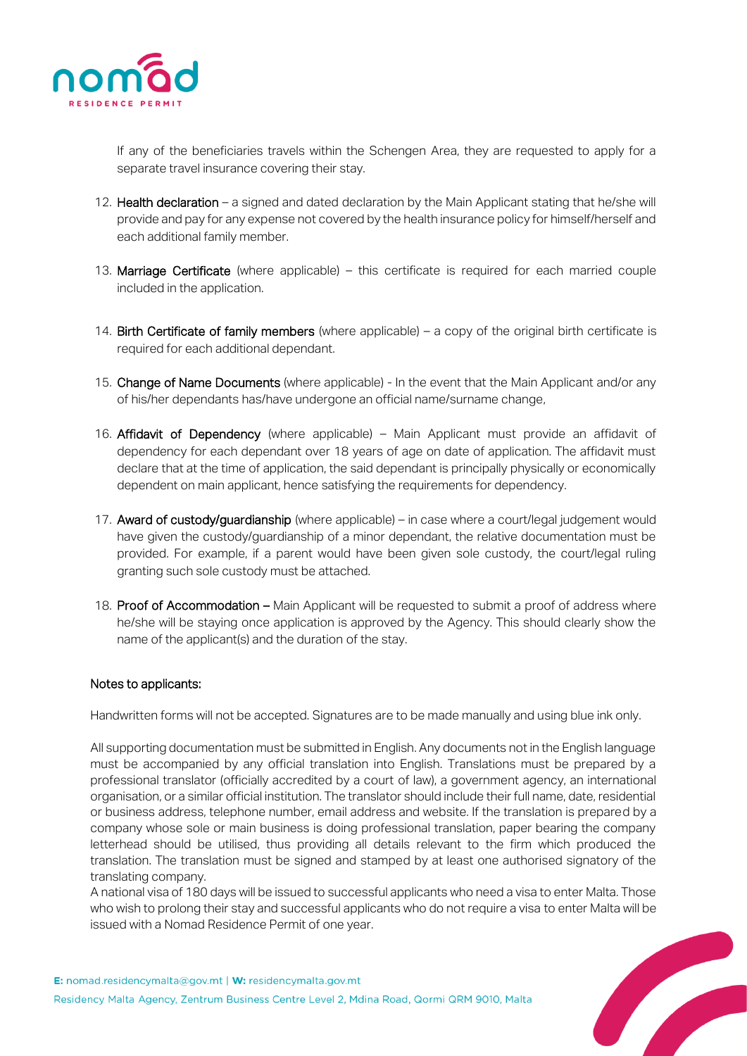If any of the beneficiaries travels within the Schengen Area, they are requested to apply for a separate travel insurance covering their stay.

12. **Health declaration** – a signed and dated declaration by the Main Applicant stating that he/she will provide and pay for any expense not covered by the health insurance policy for himself/herself and each additional family member.

13. **Marriage Certificate** (where applicable) – this certificate is required for each married couple included in the application.

14. **Birth Certificate of family members** (where applicable) – a copy of the original birth certificate is required for each additional dependant.

15. **Change of Name Documents** (where applicable) - In the event that the Main Applicant and/or any of his/her dependants has/have undergone an official name/surname change,

16. **Affidavit of Dependency** (where applicable) – Main Applicant must provide an affidavit of dependency for each dependant over 18 years of age on date of application. The affidavit must declare that at the time of application, the said dependant is principally physically or economically dependent on main applicant, hence satisfying the requirements for dependency.

17. **Award of custody/guardianship** (where applicable) – in case where a court/legal judgement would have given the custody/guardianship of a minor dependant, the relative documentation must be provided. For example, if a parent would have been given sole custody, the court/legal ruling granting such sole custody must be attached.

18. **Proof of Accommodation –** Main Applicant will be requested to submit a proof of address where he/she will be staying once application is approved by the Agency. This should clearly show the name of the applicant(s) and the duration of the stay.

## Notes to applicants:

Handwritten forms will not be accepted. Signatures are to be made manually and using blue ink only.

All supporting documentation must be submitted in English. Any documents not in the English language must be accompanied by any official translation into English. Translations must be prepared by a professional translator (officially accredited by a court of law), a government agency, an international organisation, or a similar official institution. The translator should include their full name, date, residential or business address, telephone number, email address and website. If the translation is prepared by a company whose sole or main business is doing professional translation, paper bearing the company letterhead should be utilised, thus providing all details relevant to the firm which produced the translation. The translation must be signed and stamped by at least one authorised signatory of the translating company.

A national visa of 180 days will be issued to successful applicants who need a visa to enter Malta. Those who wish to prolong their stay and successful applicants who do not require a visa to enter Malta will be issued with a Nomad Residence Permit of one year.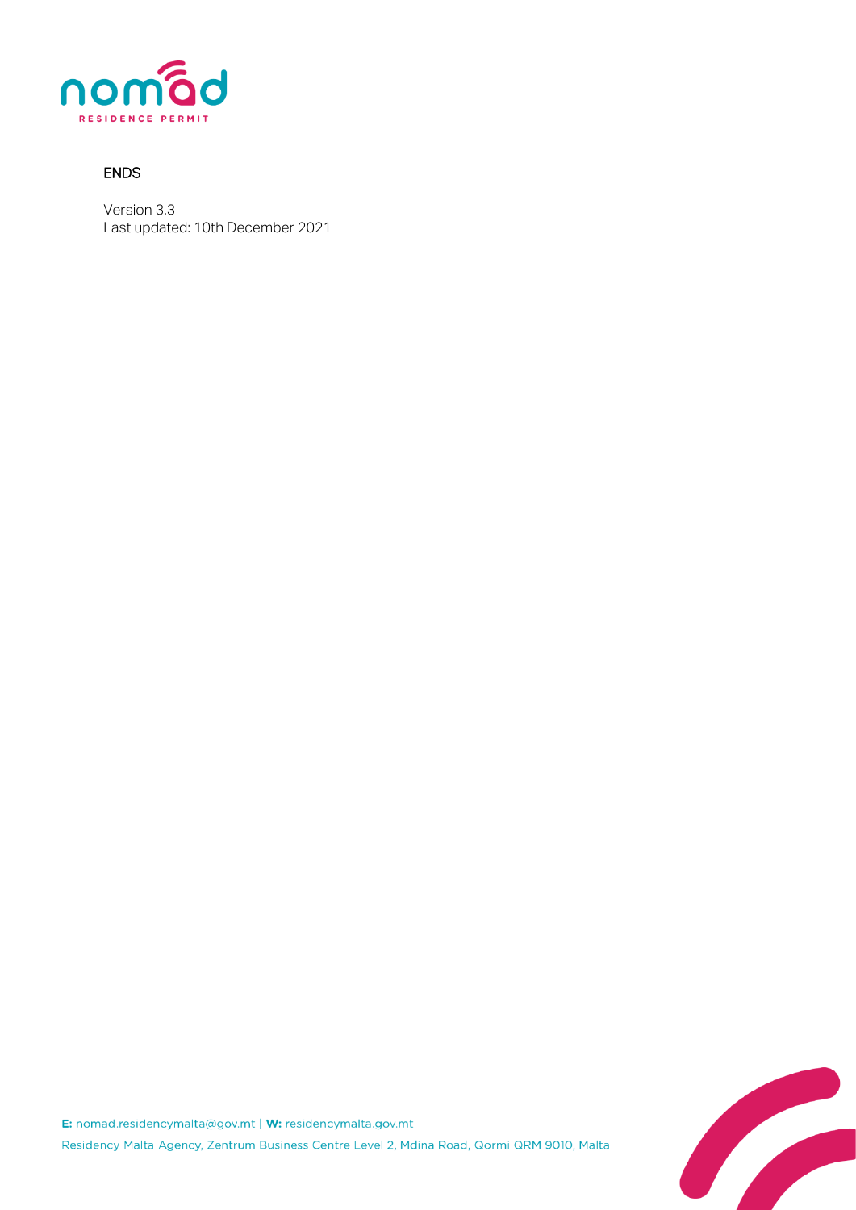ENDS

Version 3.3
Last updated: 10th December 2021